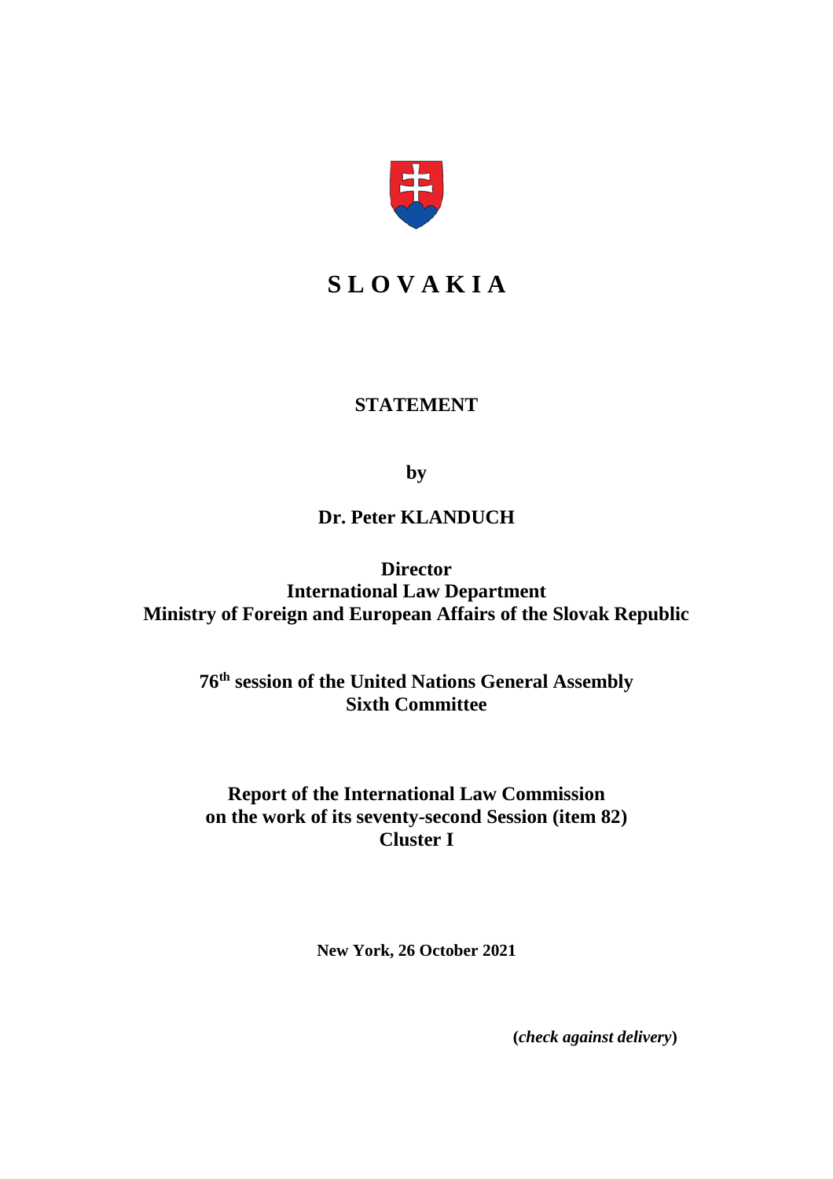# S L O V A K I A

**STATEMENT**

**by**

**Dr. Peter KLANDUCH**

**Director**
**International Law Department**
**Ministry of Foreign and European Affairs of the Slovak Republic**

**76th session of the United Nations General Assembly**
**Sixth Committee**

**Report of the International Law Commission**
**on the work of its seventy-second Session (item 82)**
**Cluster I**

**New York, 26 October 2021**

**(*check against delivery*)**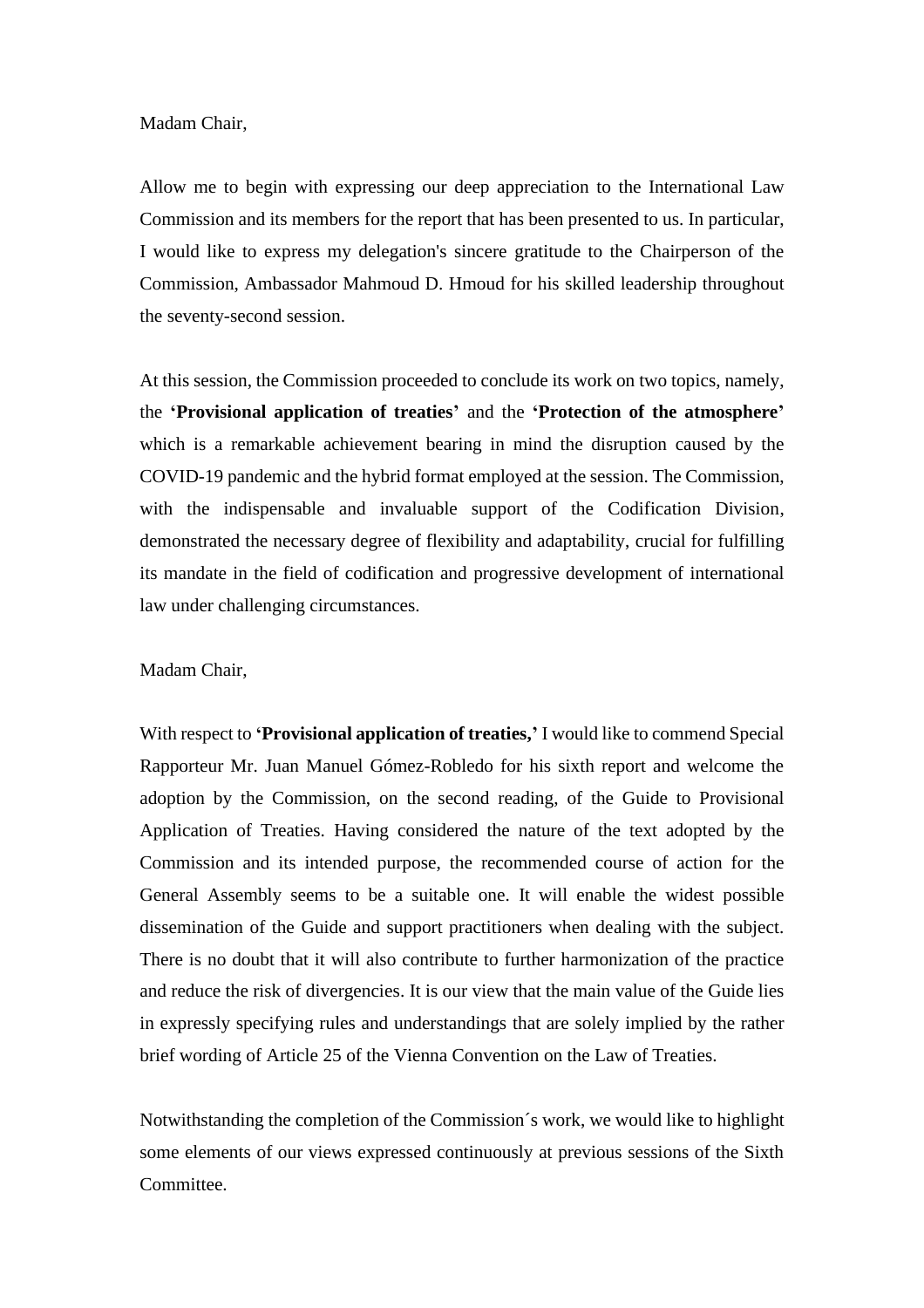Madam Chair,

Allow me to begin with expressing our deep appreciation to the International Law Commission and its members for the report that has been presented to us. In particular, I would like to express my delegation's sincere gratitude to the Chairperson of the Commission, Ambassador Mahmoud D. Hmoud for his skilled leadership throughout the seventy-second session.

At this session, the Commission proceeded to conclude its work on two topics, namely, the **‘Provisional application of treaties’** and the **‘Protection of the atmosphere’** which is a remarkable achievement bearing in mind the disruption caused by the COVID-19 pandemic and the hybrid format employed at the session. The Commission, with the indispensable and invaluable support of the Codification Division, demonstrated the necessary degree of flexibility and adaptability, crucial for fulfilling its mandate in the field of codification and progressive development of international law under challenging circumstances.

Madam Chair,

With respect to **‘Provisional application of treaties,’** I would like to commend Special Rapporteur Mr. Juan Manuel Gómez-Robledo for his sixth report and welcome the adoption by the Commission, on the second reading, of the Guide to Provisional Application of Treaties. Having considered the nature of the text adopted by the Commission and its intended purpose, the recommended course of action for the General Assembly seems to be a suitable one. It will enable the widest possible dissemination of the Guide and support practitioners when dealing with the subject. There is no doubt that it will also contribute to further harmonization of the practice and reduce the risk of divergencies. It is our view that the main value of the Guide lies in expressly specifying rules and understandings that are solely implied by the rather brief wording of Article 25 of the Vienna Convention on the Law of Treaties.

Notwithstanding the completion of the Commission´s work, we would like to highlight some elements of our views expressed continuously at previous sessions of the Sixth Committee.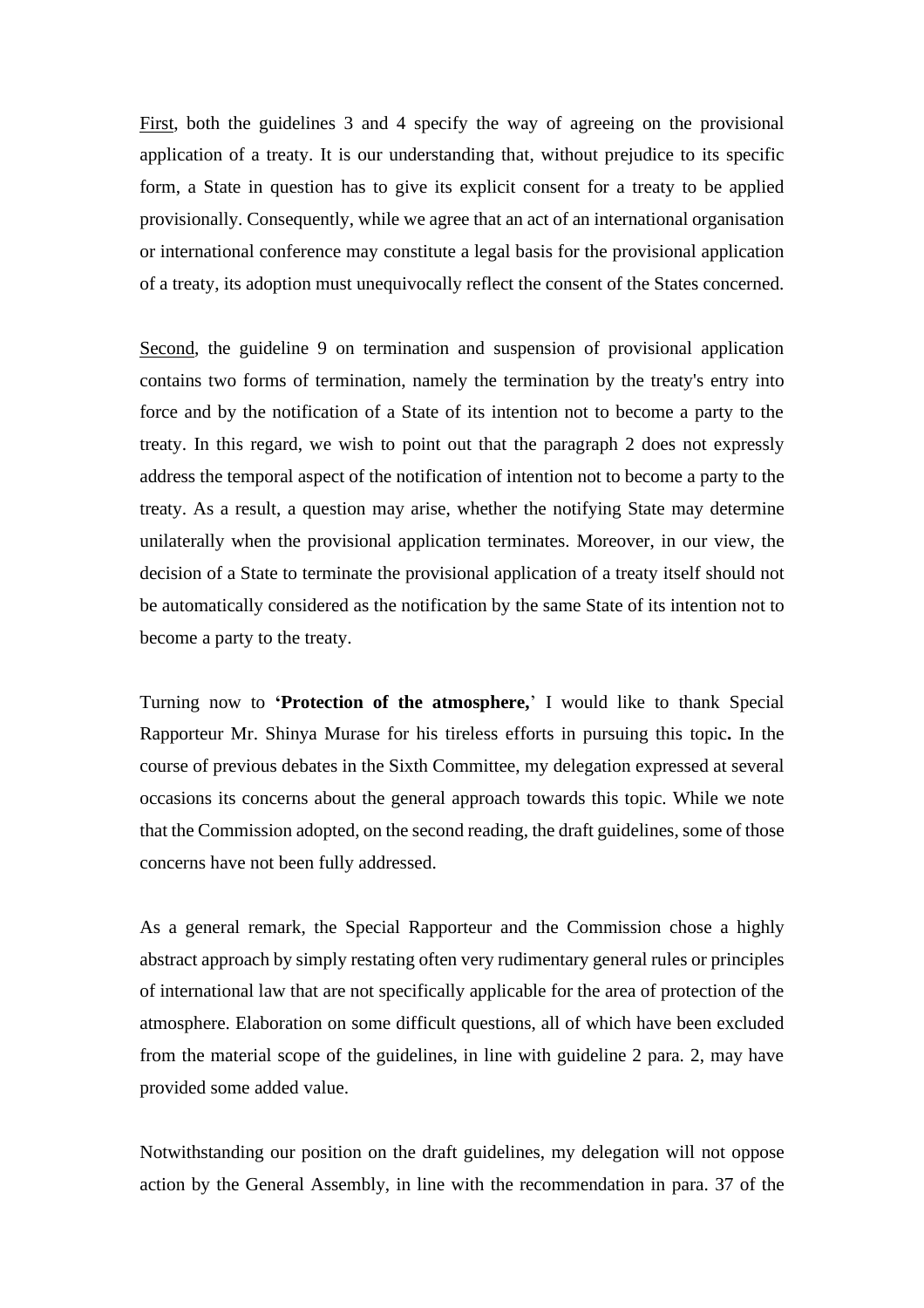First, both the guidelines 3 and 4 specify the way of agreeing on the provisional application of a treaty. It is our understanding that, without prejudice to its specific form, a State in question has to give its explicit consent for a treaty to be applied provisionally. Consequently, while we agree that an act of an international organisation or international conference may constitute a legal basis for the provisional application of a treaty, its adoption must unequivocally reflect the consent of the States concerned.

Second, the guideline 9 on termination and suspension of provisional application contains two forms of termination, namely the termination by the treaty's entry into force and by the notification of a State of its intention not to become a party to the treaty. In this regard, we wish to point out that the paragraph 2 does not expressly address the temporal aspect of the notification of intention not to become a party to the treaty. As a result, a question may arise, whether the notifying State may determine unilaterally when the provisional application terminates. Moreover, in our view, the decision of a State to terminate the provisional application of a treaty itself should not be automatically considered as the notification by the same State of its intention not to become a party to the treaty.

Turning now to **'Protection of the atmosphere,**' I would like to thank Special Rapporteur Mr. Shinya Murase for his tireless efforts in pursuing this topic**.** In the course of previous debates in the Sixth Committee, my delegation expressed at several occasions its concerns about the general approach towards this topic. While we note that the Commission adopted, on the second reading, the draft guidelines, some of those concerns have not been fully addressed.

As a general remark, the Special Rapporteur and the Commission chose a highly abstract approach by simply restating often very rudimentary general rules or principles of international law that are not specifically applicable for the area of protection of the atmosphere. Elaboration on some difficult questions, all of which have been excluded from the material scope of the guidelines, in line with guideline 2 para. 2, may have provided some added value.

Notwithstanding our position on the draft guidelines, my delegation will not oppose action by the General Assembly, in line with the recommendation in para. 37 of the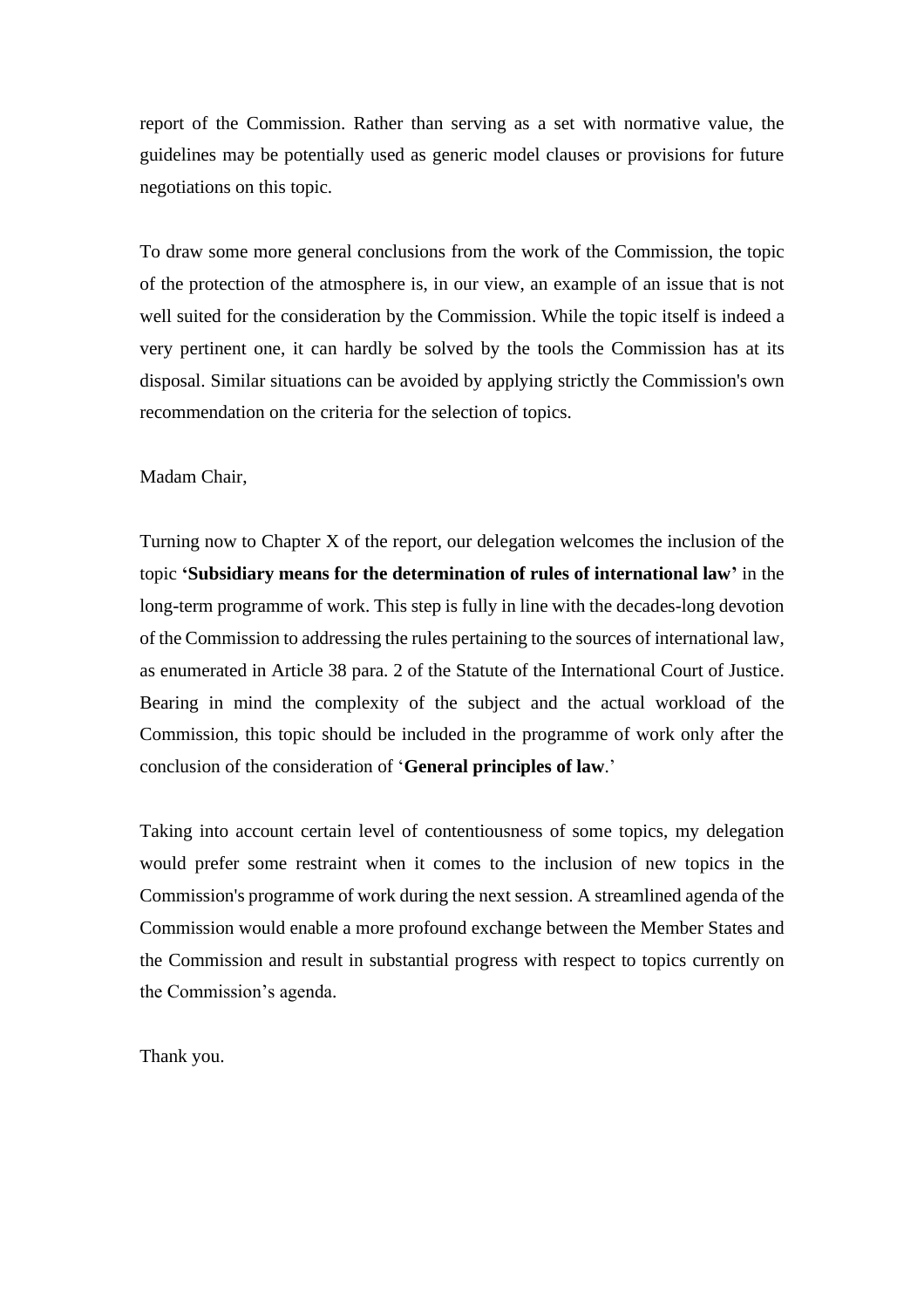report of the Commission. Rather than serving as a set with normative value, the guidelines may be potentially used as generic model clauses or provisions for future negotiations on this topic.

To draw some more general conclusions from the work of the Commission, the topic of the protection of the atmosphere is, in our view, an example of an issue that is not well suited for the consideration by the Commission. While the topic itself is indeed a very pertinent one, it can hardly be solved by the tools the Commission has at its disposal. Similar situations can be avoided by applying strictly the Commission's own recommendation on the criteria for the selection of topics.

Madam Chair,

Turning now to Chapter X of the report, our delegation welcomes the inclusion of the topic **'Subsidiary means for the determination of rules of international law'** in the long-term programme of work. This step is fully in line with the decades-long devotion of the Commission to addressing the rules pertaining to the sources of international law, as enumerated in Article 38 para. 2 of the Statute of the International Court of Justice. Bearing in mind the complexity of the subject and the actual workload of the Commission, this topic should be included in the programme of work only after the conclusion of the consideration of '**General principles of law**.'

Taking into account certain level of contentiousness of some topics, my delegation would prefer some restraint when it comes to the inclusion of new topics in the Commission's programme of work during the next session. A streamlined agenda of the Commission would enable a more profound exchange between the Member States and the Commission and result in substantial progress with respect to topics currently on the Commission's agenda.

Thank you.